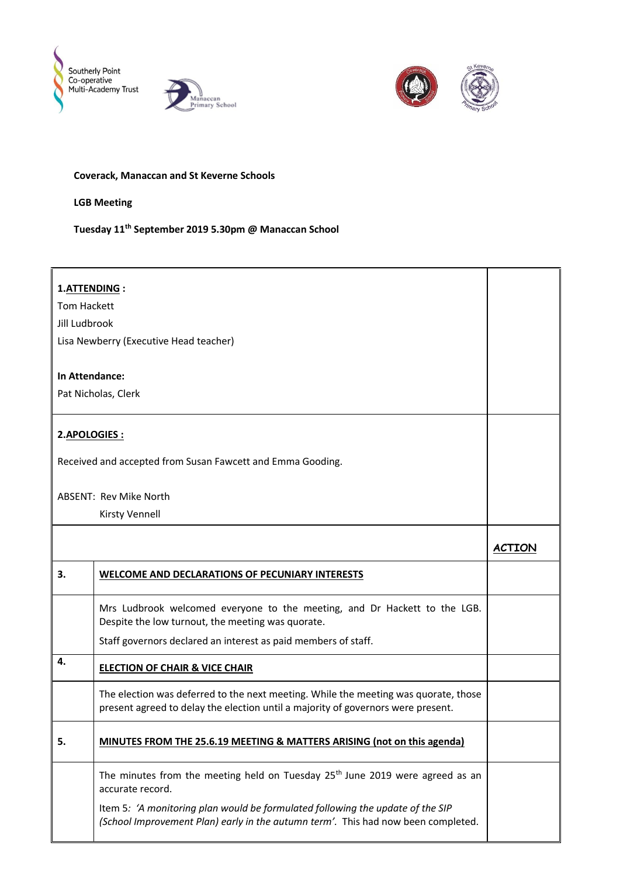Southerly Point Co-operative Multi-Academy Trust

**Coverack, Manaccan and St Keverne Schools**

**LGB Meeting**

**Tuesday 11th September 2019 5.30pm @ Manaccan School**

**1. ATTENDING :**

Tom Hackett

Jill Ludbrook

Lisa Newberry (Executive Head teacher)

**In Attendance:**

Pat Nicholas, Clerk

**2. APOLOGIES :**

Received and accepted from Susan Fawcett and Emma Gooding.

ABSENT: Rev Mike North

Kirsty Vennell

| | | ***ACTION*** |
|---|---|---|
| **3.** | **WELCOME AND DECLARATIONS OF PECUNIARY INTERESTS** | |
| | Mrs Ludbrook welcomed everyone to the meeting, and Dr Hackett to the LGB. Despite the low turnout, the meeting was quorate.<br><br>Staff governors declared an interest as paid members of staff. | |
| **4.** | **ELECTION OF CHAIR & VICE CHAIR** | |
| | The election was deferred to the next meeting. While the meeting was quorate, those present agreed to delay the election until a majority of governors were present. | |
| **5.** | **MINUTES FROM THE 25.6.19 MEETING & MATTERS ARISING (not on this agenda)** | |
| | The minutes from the meeting held on Tuesday 25th June 2019 were agreed as an accurate record.<br><br>Item 5: *'A monitoring plan would be formulated following the update of the SIP (School Improvement Plan) early in the autumn term'.* This had now been completed. | |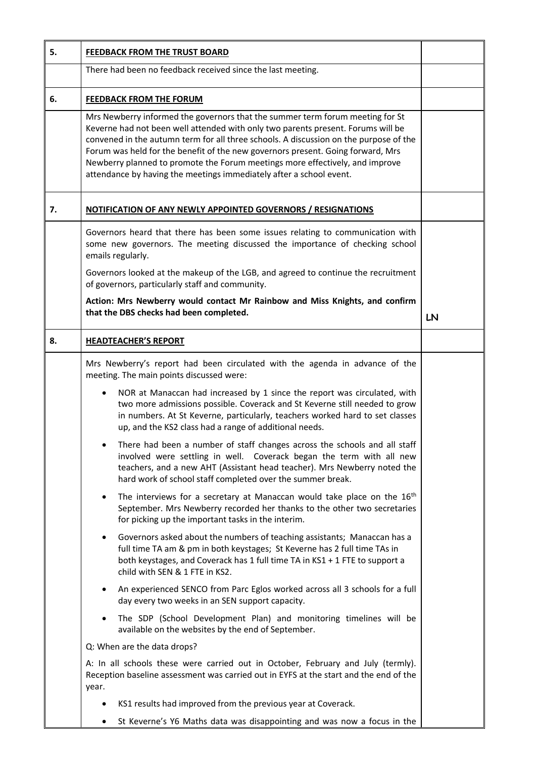| 5. | **FEEDBACK FROM THE TRUST BOARD** | |
|---|---|---|
| | There had been no feedback received since the last meeting. | |
| **6.** | **FEEDBACK FROM THE FORUM** | |
| | Mrs Newberry informed the governors that the summer term forum meeting for St Keverne had not been well attended with only two parents present. Forums will be convened in the autumn term for all three schools. A discussion on the purpose of the Forum was held for the benefit of the new governors present. Going forward, Mrs Newberry planned to promote the Forum meetings more effectively, and improve attendance by having the meetings immediately after a school event. | |
| **7.** | **NOTIFICATION OF ANY NEWLY APPOINTED GOVERNORS / RESIGNATIONS** | |
| | Governors heard that there has been some issues relating to communication with some new governors. The meeting discussed the importance of checking school emails regularly.<br><br>Governors looked at the makeup of the LGB, and agreed to continue the recruitment of governors, particularly staff and community.<br><br>**Action: Mrs Newberry would contact Mr Rainbow and Miss Knights, and confirm that the DBS checks had been completed.** | LN |
| **8.** | **HEADTEACHER'S REPORT** | |
| | Mrs Newberry's report had been circulated with the agenda in advance of the meeting. The main points discussed were:<br><br>• NOR at Manaccan had increased by 1 since the report was circulated, with two more admissions possible. Coverack and St Keverne still needed to grow in numbers. At St Keverne, particularly, teachers worked hard to set classes up, and the KS2 class had a range of additional needs.<br><br>• There had been a number of staff changes across the schools and all staff involved were settling in well. Coverack began the term with all new teachers, and a new AHT (Assistant head teacher). Mrs Newberry noted the hard work of school staff completed over the summer break.<br><br>• The interviews for a secretary at Manaccan would take place on the 16th September. Mrs Newberry recorded her thanks to the other two secretaries for picking up the important tasks in the interim.<br><br>• Governors asked about the numbers of teaching assistants; Manaccan has a full time TA am & pm in both keystages; St Keverne has 2 full time TAs in both keystages, and Coverack has 1 full time TA in KS1 + 1 FTE to support a child with SEN & 1 FTE in KS2.<br><br>• An experienced SENCO from Parc Eglos worked across all 3 schools for a full day every two weeks in an SEN support capacity.<br><br>• The SDP (School Development Plan) and monitoring timelines will be available on the websites by the end of September.<br><br>Q: When are the data drops?<br><br>A: In all schools these were carried out in October, February and July (termly). Reception baseline assessment was carried out in EYFS at the start and the end of the year.<br><br>• KS1 results had improved from the previous year at Coverack.<br><br>• St Keverne's Y6 Maths data was disappointing and was now a focus in the | |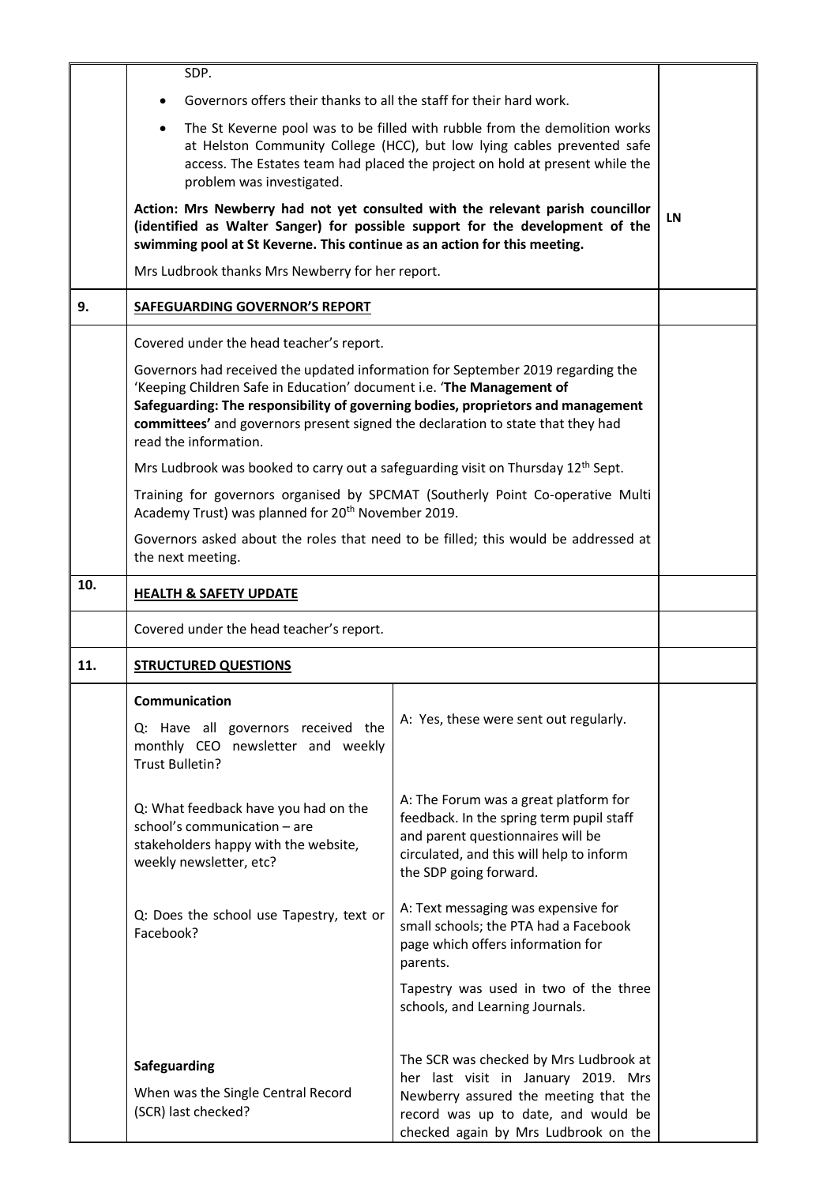| | | |
|---|---|---|
| | SDP.<br><br>• Governors offers their thanks to all the staff for their hard work.<br><br>• The St Keverne pool was to be filled with rubble from the demolition works at Helston Community College (HCC), but low lying cables prevented safe access. The Estates team had placed the project on hold at present while the problem was investigated.<br><br>**Action: Mrs Newberry had not yet consulted with the relevant parish councillor (identified as Walter Sanger) for possible support for the development of the swimming pool at St Keverne. This continue as an action for this meeting.**<br><br>Mrs Ludbrook thanks Mrs Newberry for her report. | **LN** |
| **9.** | **SAFEGUARDING GOVERNOR'S REPORT** | |
| | Covered under the head teacher's report.<br><br>Governors had received the updated information for September 2019 regarding the 'Keeping Children Safe in Education' document i.e. '**The Management of Safeguarding: The responsibility of governing bodies, proprietors and management committees'** and governors present signed the declaration to state that they had read the information.<br><br>Mrs Ludbrook was booked to carry out a safeguarding visit on Thursday 12th Sept.<br><br>Training for governors organised by SPCMAT (Southerly Point Co-operative Multi Academy Trust) was planned for 20th November 2019.<br><br>Governors asked about the roles that need to be filled; this would be addressed at the next meeting. | |
| **10.** | **HEALTH & SAFETY UPDATE** | |
| | Covered under the head teacher's report. | |
| **11.** | **STRUCTURED QUESTIONS** | |

| Question | Answer |
|---|---|
| **Communication**<br><br>Q: Have all governors received the monthly CEO newsletter and weekly Trust Bulletin? | A: Yes, these were sent out regularly. |
| Q: What feedback have you had on the school's communication – are stakeholders happy with the website, weekly newsletter, etc? | A: The Forum was a great platform for feedback. In the spring term pupil staff and parent questionnaires will be circulated, and this will help to inform the SDP going forward. |
| Q: Does the school use Tapestry, text or Facebook? | A: Text messaging was expensive for small schools; the PTA had a Facebook page which offers information for parents.<br><br>Tapestry was used in two of the three schools, and Learning Journals. |
| **Safeguarding**<br><br>When was the Single Central Record (SCR) last checked? | The SCR was checked by Mrs Ludbrook at her last visit in January 2019. Mrs Newberry assured the meeting that the record was up to date, and would be checked again by Mrs Ludbrook on the |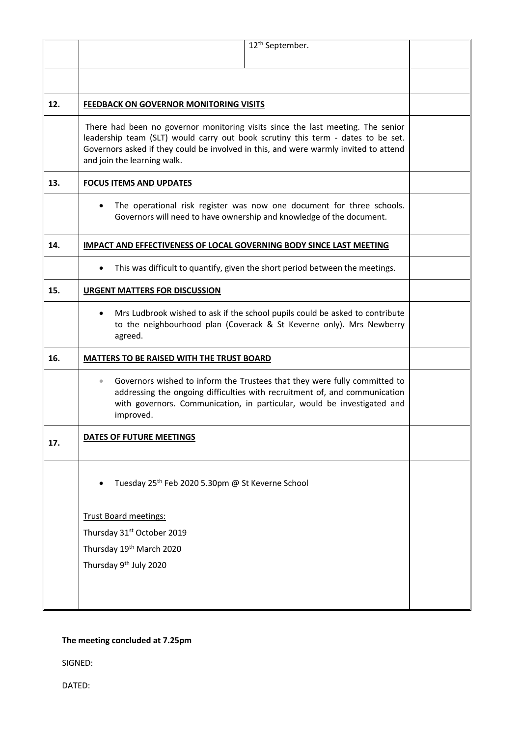| | | | |
|---|---|---|---|
| | | 12th September. | |
| | | | |
| 12. | **FEEDBACK ON GOVERNOR MONITORING VISITS** | | |
| | There had been no governor monitoring visits since the last meeting. The senior leadership team (SLT) would carry out book scrutiny this term - dates to be set. Governors asked if they could be involved in this, and were warmly invited to attend and join the learning walk. | | |
| 13. | **FOCUS ITEMS AND UPDATES** | | |
| | • The operational risk register was now one document for three schools. Governors will need to have ownership and knowledge of the document. | | |
| 14. | **IMPACT AND EFFECTIVENESS OF LOCAL GOVERNING BODY SINCE LAST MEETING** | | |
| | • This was difficult to quantify, given the short period between the meetings. | | |
| 15. | **URGENT MATTERS FOR DISCUSSION** | | |
| | • Mrs Ludbrook wished to ask if the school pupils could be asked to contribute to the neighbourhood plan (Coverack & St Keverne only). Mrs Newberry agreed. | | |
| 16. | **MATTERS TO BE RAISED WITH THE TRUST BOARD** | | |
| | • Governors wished to inform the Trustees that they were fully committed to addressing the ongoing difficulties with recruitment of, and communication with governors. Communication, in particular, would be investigated and improved. | | |
| 17. | **DATES OF FUTURE MEETINGS** | | |
| | • Tuesday 25th Feb 2020 5.30pm @ St Keverne School<br><br>Trust Board meetings:<br>Thursday 31st October 2019<br>Thursday 19th March 2020<br>Thursday 9th July 2020 | | |

**The meeting concluded at 7.25pm**

SIGNED:

DATED: